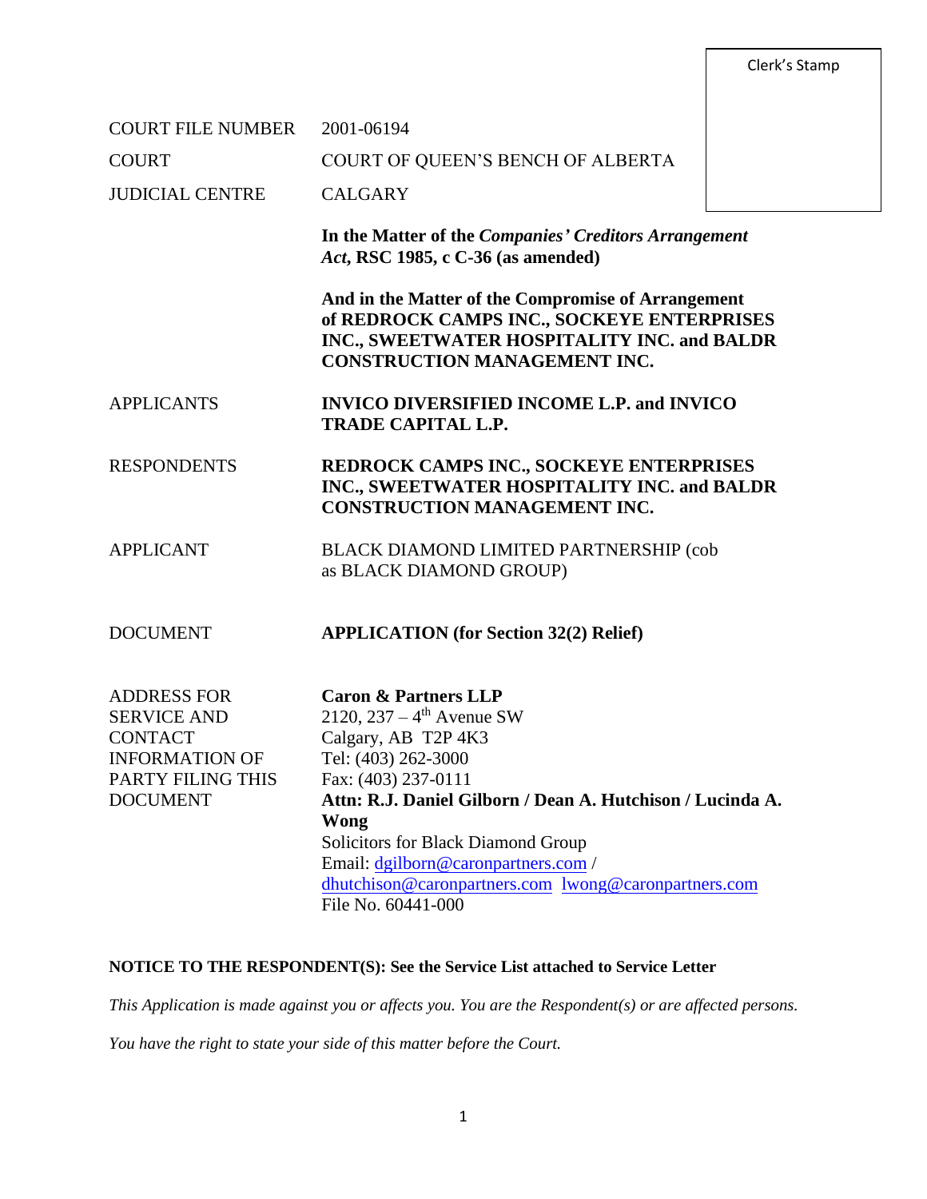Clerk's Stamp

| | |
|---|---|
| COURT FILE NUMBER | 2001-06194 |
| COURT | COURT OF QUEEN'S BENCH OF ALBERTA |
| JUDICIAL CENTRE | CALGARY |
| | **In the Matter of the *Companies' Creditors Arrangement Act*, RSC 1985, c C-36 (as amended)** |
| | **And in the Matter of the Compromise of Arrangement of REDROCK CAMPS INC., SOCKEYE ENTERPRISES INC., SWEETWATER HOSPITALITY INC. and BALDR CONSTRUCTION MANAGEMENT INC.** |
| APPLICANTS | **INVICO DIVERSIFIED INCOME L.P. and INVICO TRADE CAPITAL L.P.** |
| RESPONDENTS | **REDROCK CAMPS INC., SOCKEYE ENTERPRISES INC., SWEETWATER HOSPITALITY INC. and BALDR CONSTRUCTION MANAGEMENT INC.** |
| APPLICANT | BLACK DIAMOND LIMITED PARTNERSHIP (cob as BLACK DIAMOND GROUP) |
| DOCUMENT | **APPLICATION (for Section 32(2) Relief)** |
| ADDRESS FOR SERVICE AND CONTACT INFORMATION OF PARTY FILING THIS DOCUMENT | **Caron & Partners LLP**<br>2120, 237 – 4th Avenue SW<br>Calgary, AB T2P 4K3<br>Tel: (403) 262-3000<br>Fax: (403) 237-0111<br>**Attn: R.J. Daniel Gilborn / Dean A. Hutchison / Lucinda A. Wong**<br>Solicitors for Black Diamond Group<br>Email: dgilborn@caronpartners.com / dhutchison@caronpartners.com lwong@caronpartners.com<br>File No. 60441-000 |

**NOTICE TO THE RESPONDENT(S): See the Service List attached to Service Letter**

*This Application is made against you or affects you. You are the Respondent(s) or are affected persons.*

*You have the right to state your side of this matter before the Court.*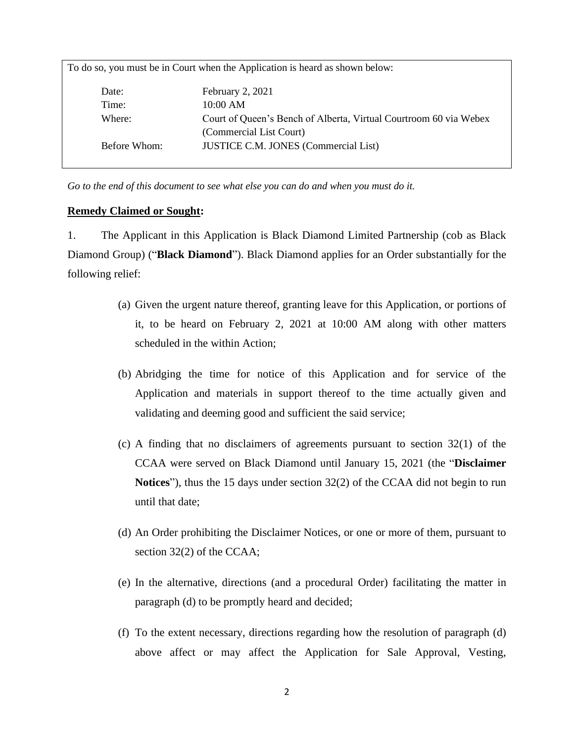To do so, you must be in Court when the Application is heard as shown below:

| | |
|---|---|
| Date: | February 2, 2021 |
| Time: | 10:00 AM |
| Where: | Court of Queen's Bench of Alberta, Virtual Courtroom 60 via Webex (Commercial List Court) |
| Before Whom: | JUSTICE C.M. JONES (Commercial List) |

*Go to the end of this document to see what else you can do and when you must do it.*

**Remedy Claimed or Sought:**

1. The Applicant in this Application is Black Diamond Limited Partnership (cob as Black Diamond Group) ("**Black Diamond**"). Black Diamond applies for an Order substantially for the following relief:

   (a) Given the urgent nature thereof, granting leave for this Application, or portions of it, to be heard on February 2, 2021 at 10:00 AM along with other matters scheduled in the within Action;

   (b) Abridging the time for notice of this Application and for service of the Application and materials in support thereof to the time actually given and validating and deeming good and sufficient the said service;

   (c) A finding that no disclaimers of agreements pursuant to section 32(1) of the CCAA were served on Black Diamond until January 15, 2021 (the "**Disclaimer Notices**"), thus the 15 days under section 32(2) of the CCAA did not begin to run until that date;

   (d) An Order prohibiting the Disclaimer Notices, or one or more of them, pursuant to section 32(2) of the CCAA;

   (e) In the alternative, directions (and a procedural Order) facilitating the matter in paragraph (d) to be promptly heard and decided;

   (f) To the extent necessary, directions regarding how the resolution of paragraph (d) above affect or may affect the Application for Sale Approval, Vesting,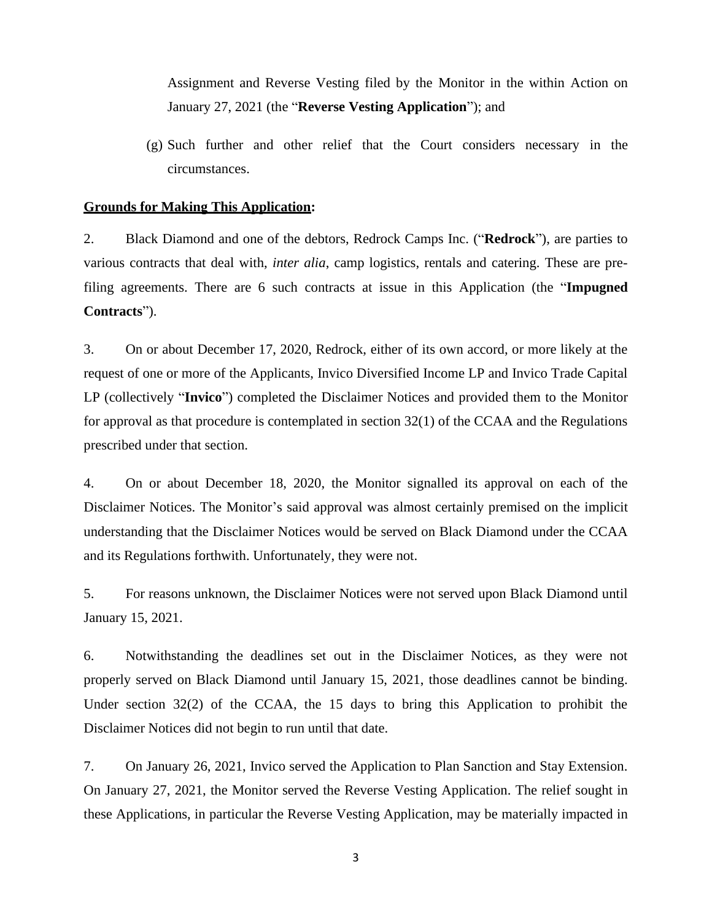Assignment and Reverse Vesting filed by the Monitor in the within Action on January 27, 2021 (the "**Reverse Vesting Application**"); and

(g) Such further and other relief that the Court considers necessary in the circumstances.

**Grounds for Making This Application:**

2. Black Diamond and one of the debtors, Redrock Camps Inc. ("**Redrock**"), are parties to various contracts that deal with, *inter alia*, camp logistics, rentals and catering. These are pre-filing agreements. There are 6 such contracts at issue in this Application (the "**Impugned Contracts**").

3. On or about December 17, 2020, Redrock, either of its own accord, or more likely at the request of one or more of the Applicants, Invico Diversified Income LP and Invico Trade Capital LP (collectively "**Invico**") completed the Disclaimer Notices and provided them to the Monitor for approval as that procedure is contemplated in section 32(1) of the CCAA and the Regulations prescribed under that section.

4. On or about December 18, 2020, the Monitor signalled its approval on each of the Disclaimer Notices. The Monitor's said approval was almost certainly premised on the implicit understanding that the Disclaimer Notices would be served on Black Diamond under the CCAA and its Regulations forthwith. Unfortunately, they were not.

5. For reasons unknown, the Disclaimer Notices were not served upon Black Diamond until January 15, 2021.

6. Notwithstanding the deadlines set out in the Disclaimer Notices, as they were not properly served on Black Diamond until January 15, 2021, those deadlines cannot be binding. Under section 32(2) of the CCAA, the 15 days to bring this Application to prohibit the Disclaimer Notices did not begin to run until that date.

7. On January 26, 2021, Invico served the Application to Plan Sanction and Stay Extension. On January 27, 2021, the Monitor served the Reverse Vesting Application. The relief sought in these Applications, in particular the Reverse Vesting Application, may be materially impacted in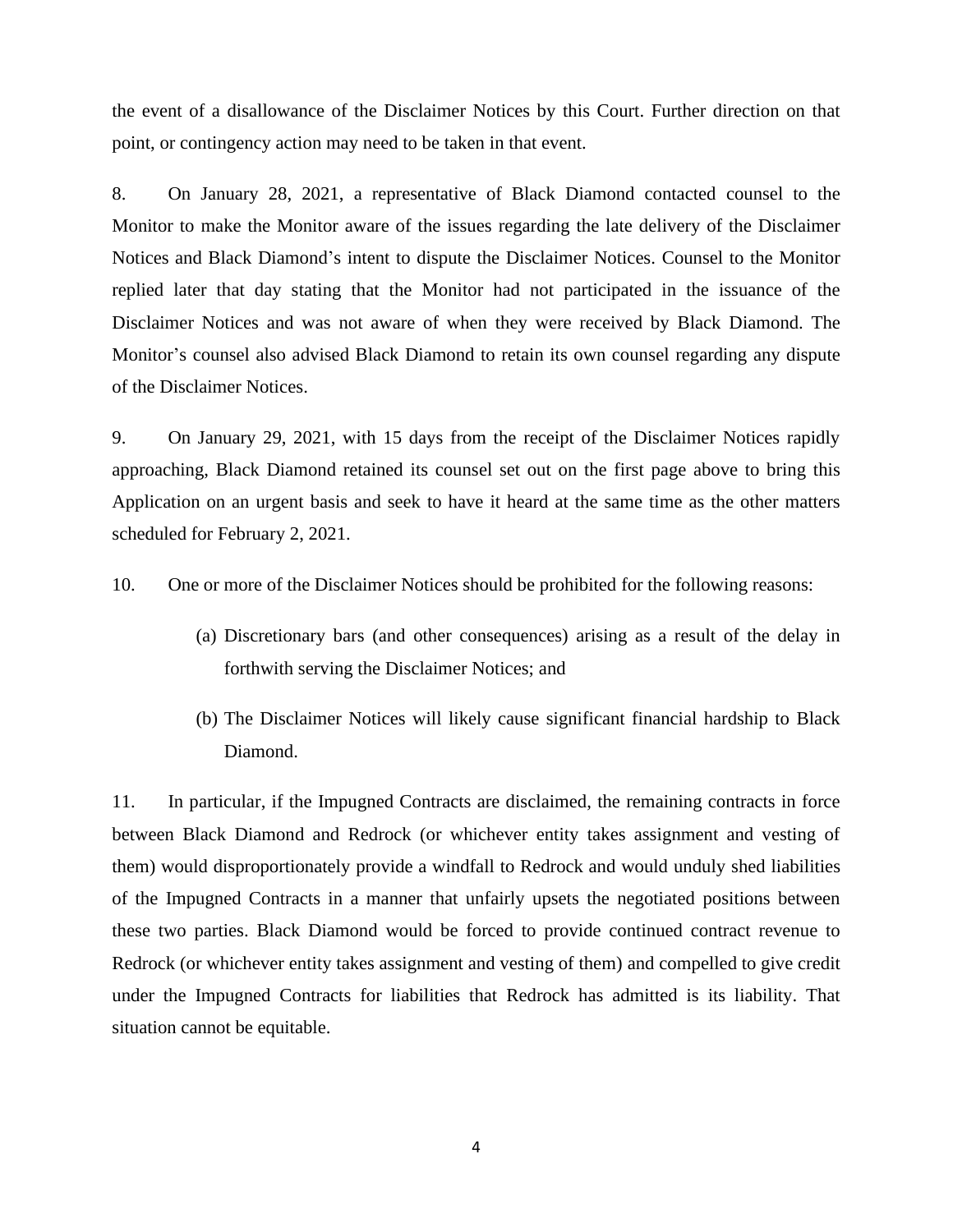the event of a disallowance of the Disclaimer Notices by this Court. Further direction on that point, or contingency action may need to be taken in that event.

8. On January 28, 2021, a representative of Black Diamond contacted counsel to the Monitor to make the Monitor aware of the issues regarding the late delivery of the Disclaimer Notices and Black Diamond's intent to dispute the Disclaimer Notices. Counsel to the Monitor replied later that day stating that the Monitor had not participated in the issuance of the Disclaimer Notices and was not aware of when they were received by Black Diamond. The Monitor's counsel also advised Black Diamond to retain its own counsel regarding any dispute of the Disclaimer Notices.

9. On January 29, 2021, with 15 days from the receipt of the Disclaimer Notices rapidly approaching, Black Diamond retained its counsel set out on the first page above to bring this Application on an urgent basis and seek to have it heard at the same time as the other matters scheduled for February 2, 2021.

10. One or more of the Disclaimer Notices should be prohibited for the following reasons:

(a) Discretionary bars (and other consequences) arising as a result of the delay in forthwith serving the Disclaimer Notices; and

(b) The Disclaimer Notices will likely cause significant financial hardship to Black Diamond.

11. In particular, if the Impugned Contracts are disclaimed, the remaining contracts in force between Black Diamond and Redrock (or whichever entity takes assignment and vesting of them) would disproportionately provide a windfall to Redrock and would unduly shed liabilities of the Impugned Contracts in a manner that unfairly upsets the negotiated positions between these two parties. Black Diamond would be forced to provide continued contract revenue to Redrock (or whichever entity takes assignment and vesting of them) and compelled to give credit under the Impugned Contracts for liabilities that Redrock has admitted is its liability. That situation cannot be equitable.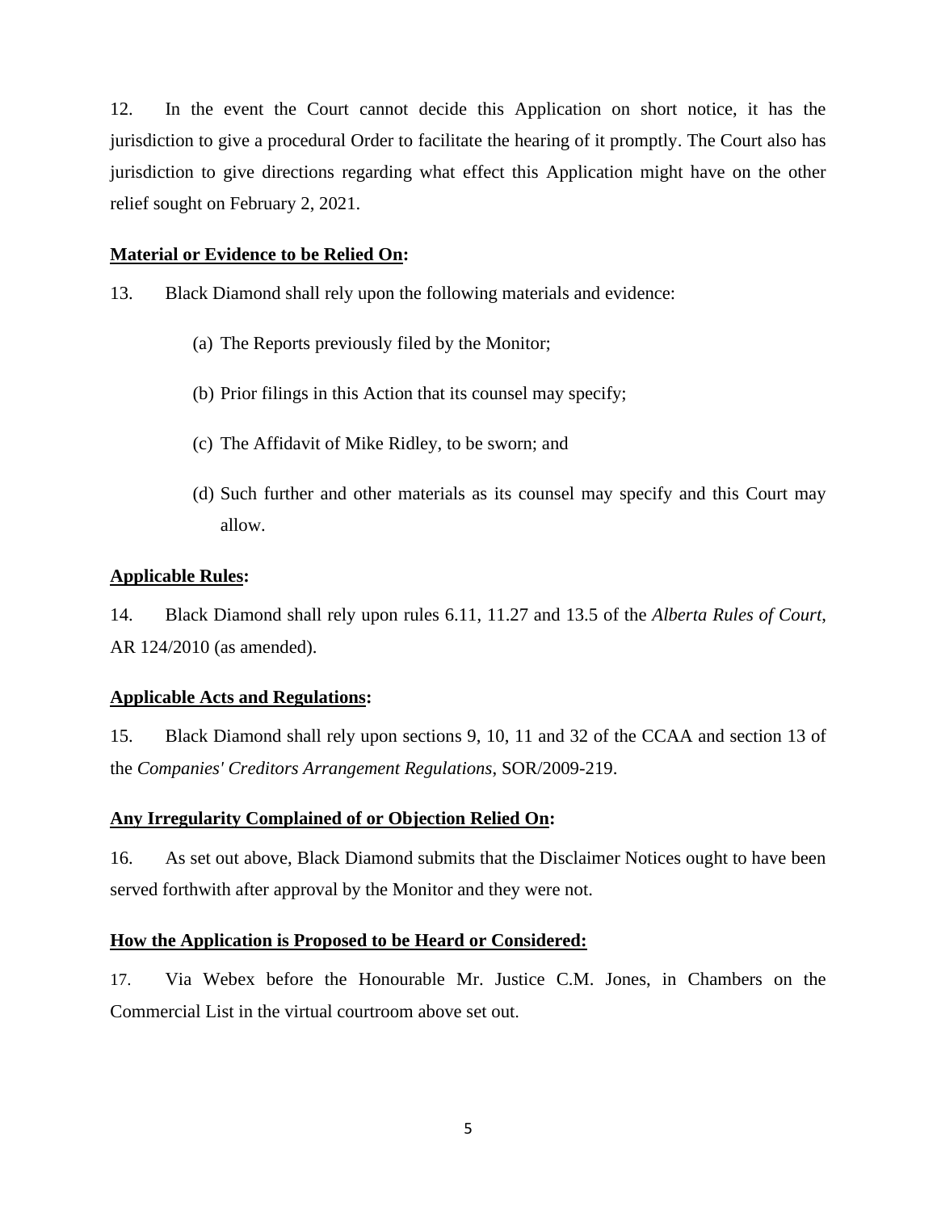12. In the event the Court cannot decide this Application on short notice, it has the jurisdiction to give a procedural Order to facilitate the hearing of it promptly. The Court also has jurisdiction to give directions regarding what effect this Application might have on the other relief sought on February 2, 2021.

**Material or Evidence to be Relied On:**

13. Black Diamond shall rely upon the following materials and evidence:

(a) The Reports previously filed by the Monitor;

(b) Prior filings in this Action that its counsel may specify;

(c) The Affidavit of Mike Ridley, to be sworn; and

(d) Such further and other materials as its counsel may specify and this Court may allow.

**Applicable Rules:**

14. Black Diamond shall rely upon rules 6.11, 11.27 and 13.5 of the *Alberta Rules of Court*, AR 124/2010 (as amended).

**Applicable Acts and Regulations:**

15. Black Diamond shall rely upon sections 9, 10, 11 and 32 of the CCAA and section 13 of the *Companies' Creditors Arrangement Regulations*, SOR/2009-219.

**Any Irregularity Complained of or Objection Relied On:**

16. As set out above, Black Diamond submits that the Disclaimer Notices ought to have been served forthwith after approval by the Monitor and they were not.

**How the Application is Proposed to be Heard or Considered:**

17. Via Webex before the Honourable Mr. Justice C.M. Jones, in Chambers on the Commercial List in the virtual courtroom above set out.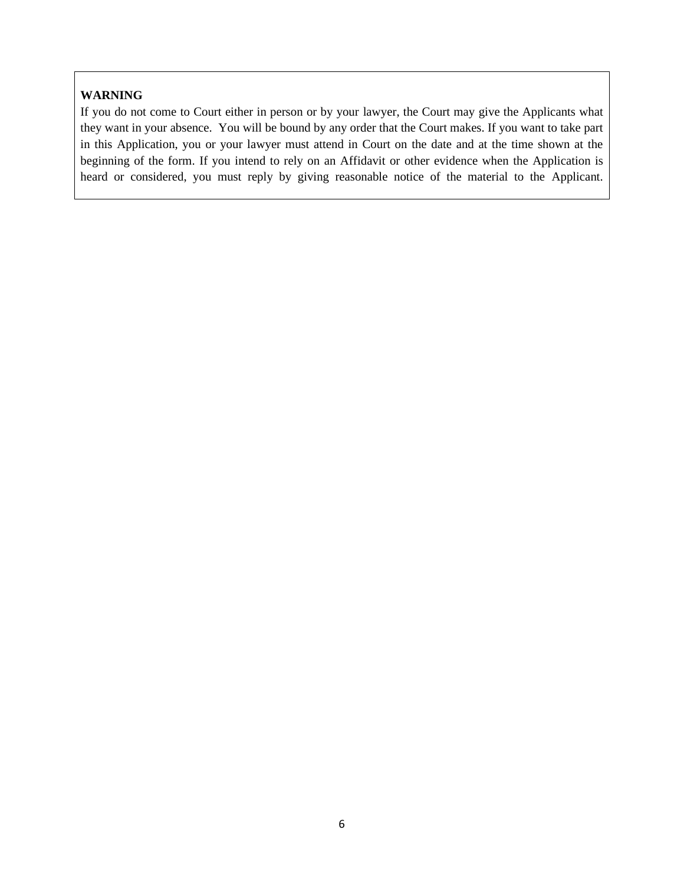**WARNING**

If you do not come to Court either in person or by your lawyer, the Court may give the Applicants what they want in your absence. You will be bound by any order that the Court makes. If you want to take part in this Application, you or your lawyer must attend in Court on the date and at the time shown at the beginning of the form. If you intend to rely on an Affidavit or other evidence when the Application is heard or considered, you must reply by giving reasonable notice of the material to the Applicant.